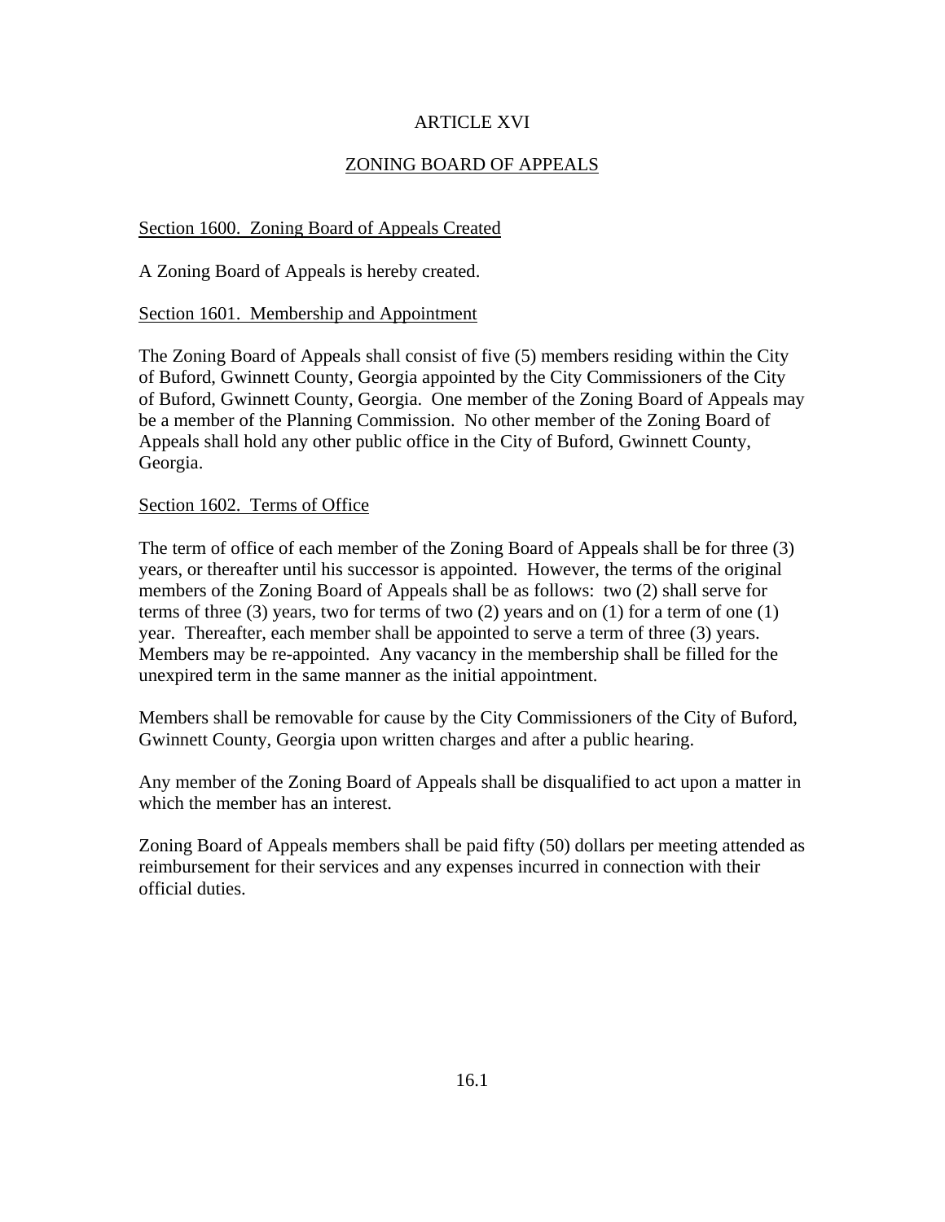# ARTICLE XVI

## ZONING BOARD OF APPEALS

### Section 1600. Zoning Board of Appeals Created

A Zoning Board of Appeals is hereby created.

### Section 1601. Membership and Appointment

The Zoning Board of Appeals shall consist of five (5) members residing within the City of Buford, Gwinnett County, Georgia appointed by the City Commissioners of the City of Buford, Gwinnett County, Georgia. One member of the Zoning Board of Appeals may be a member of the Planning Commission. No other member of the Zoning Board of Appeals shall hold any other public office in the City of Buford, Gwinnett County, Georgia.

### Section 1602. Terms of Office

The term of office of each member of the Zoning Board of Appeals shall be for three (3) years, or thereafter until his successor is appointed. However, the terms of the original members of the Zoning Board of Appeals shall be as follows: two (2) shall serve for terms of three (3) years, two for terms of two (2) years and on (1) for a term of one (1) year. Thereafter, each member shall be appointed to serve a term of three (3) years. Members may be re-appointed. Any vacancy in the membership shall be filled for the unexpired term in the same manner as the initial appointment.

Members shall be removable for cause by the City Commissioners of the City of Buford, Gwinnett County, Georgia upon written charges and after a public hearing.

Any member of the Zoning Board of Appeals shall be disqualified to act upon a matter in which the member has an interest.

Zoning Board of Appeals members shall be paid fifty (50) dollars per meeting attended as reimbursement for their services and any expenses incurred in connection with their official duties.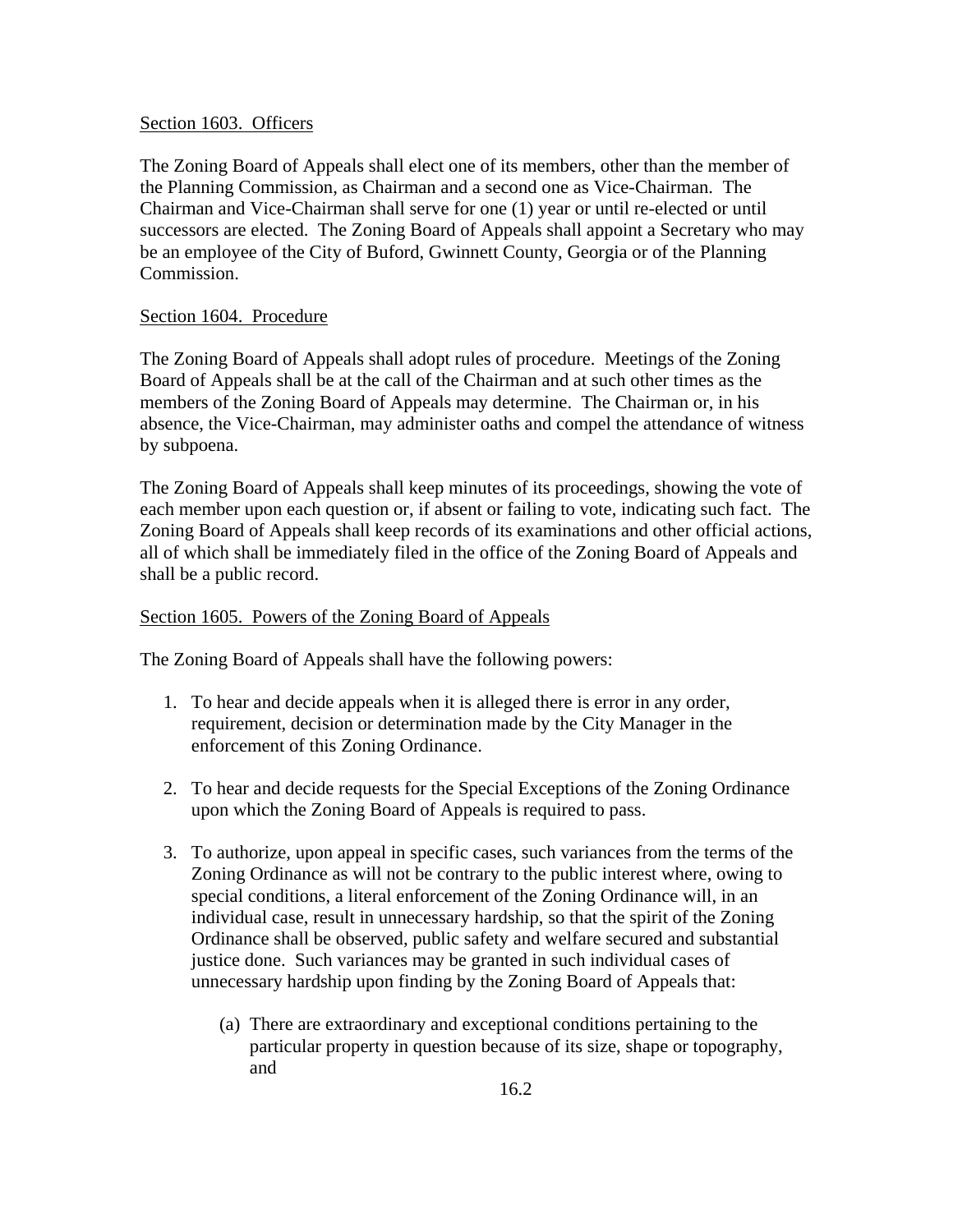Section 1603. Officers

The Zoning Board of Appeals shall elect one of its members, other than the member of the Planning Commission, as Chairman and a second one as Vice-Chairman. The Chairman and Vice-Chairman shall serve for one (1) year or until re-elected or until successors are elected. The Zoning Board of Appeals shall appoint a Secretary who may be an employee of the City of Buford, Gwinnett County, Georgia or of the Planning Commission.

Section 1604. Procedure

The Zoning Board of Appeals shall adopt rules of procedure. Meetings of the Zoning Board of Appeals shall be at the call of the Chairman and at such other times as the members of the Zoning Board of Appeals may determine. The Chairman or, in his absence, the Vice-Chairman, may administer oaths and compel the attendance of witness by subpoena.

The Zoning Board of Appeals shall keep minutes of its proceedings, showing the vote of each member upon each question or, if absent or failing to vote, indicating such fact. The Zoning Board of Appeals shall keep records of its examinations and other official actions, all of which shall be immediately filed in the office of the Zoning Board of Appeals and shall be a public record.

Section 1605. Powers of the Zoning Board of Appeals

The Zoning Board of Appeals shall have the following powers:

1. To hear and decide appeals when it is alleged there is error in any order, requirement, decision or determination made by the City Manager in the enforcement of this Zoning Ordinance.

2. To hear and decide requests for the Special Exceptions of the Zoning Ordinance upon which the Zoning Board of Appeals is required to pass.

3. To authorize, upon appeal in specific cases, such variances from the terms of the Zoning Ordinance as will not be contrary to the public interest where, owing to special conditions, a literal enforcement of the Zoning Ordinance will, in an individual case, result in unnecessary hardship, so that the spirit of the Zoning Ordinance shall be observed, public safety and welfare secured and substantial justice done. Such variances may be granted in such individual cases of unnecessary hardship upon finding by the Zoning Board of Appeals that:

   (a) There are extraordinary and exceptional conditions pertaining to the particular property in question because of its size, shape or topography, and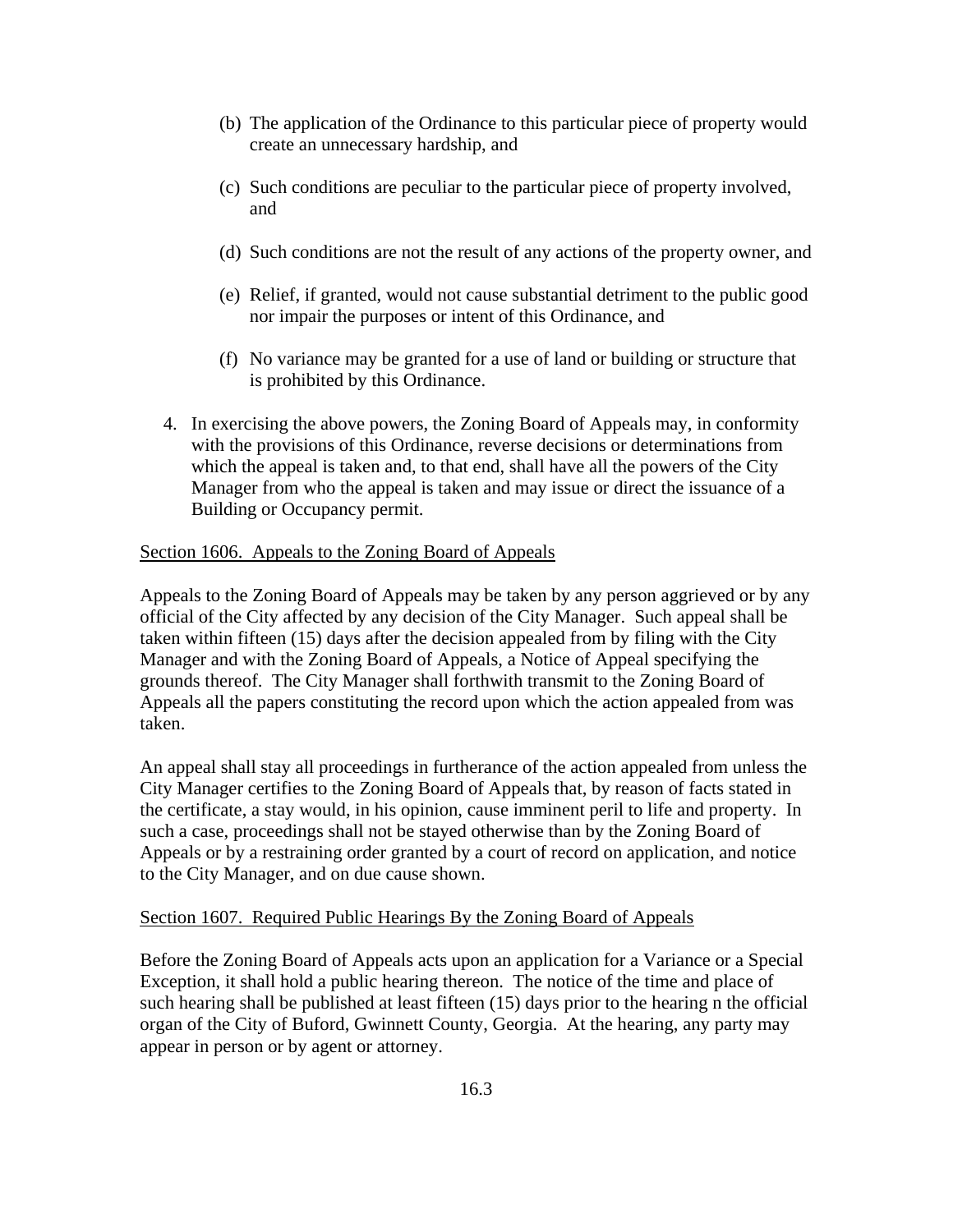(b) The application of the Ordinance to this particular piece of property would create an unnecessary hardship, and

(c) Such conditions are peculiar to the particular piece of property involved, and

(d) Such conditions are not the result of any actions of the property owner, and

(e) Relief, if granted, would not cause substantial detriment to the public good nor impair the purposes or intent of this Ordinance, and

(f) No variance may be granted for a use of land or building or structure that is prohibited by this Ordinance.

4. In exercising the above powers, the Zoning Board of Appeals may, in conformity with the provisions of this Ordinance, reverse decisions or determinations from which the appeal is taken and, to that end, shall have all the powers of the City Manager from who the appeal is taken and may issue or direct the issuance of a Building or Occupancy permit.

Section 1606. Appeals to the Zoning Board of Appeals

Appeals to the Zoning Board of Appeals may be taken by any person aggrieved or by any official of the City affected by any decision of the City Manager. Such appeal shall be taken within fifteen (15) days after the decision appealed from by filing with the City Manager and with the Zoning Board of Appeals, a Notice of Appeal specifying the grounds thereof. The City Manager shall forthwith transmit to the Zoning Board of Appeals all the papers constituting the record upon which the action appealed from was taken.

An appeal shall stay all proceedings in furtherance of the action appealed from unless the City Manager certifies to the Zoning Board of Appeals that, by reason of facts stated in the certificate, a stay would, in his opinion, cause imminent peril to life and property. In such a case, proceedings shall not be stayed otherwise than by the Zoning Board of Appeals or by a restraining order granted by a court of record on application, and notice to the City Manager, and on due cause shown.

Section 1607. Required Public Hearings By the Zoning Board of Appeals

Before the Zoning Board of Appeals acts upon an application for a Variance or a Special Exception, it shall hold a public hearing thereon. The notice of the time and place of such hearing shall be published at least fifteen (15) days prior to the hearing n the official organ of the City of Buford, Gwinnett County, Georgia. At the hearing, any party may appear in person or by agent or attorney.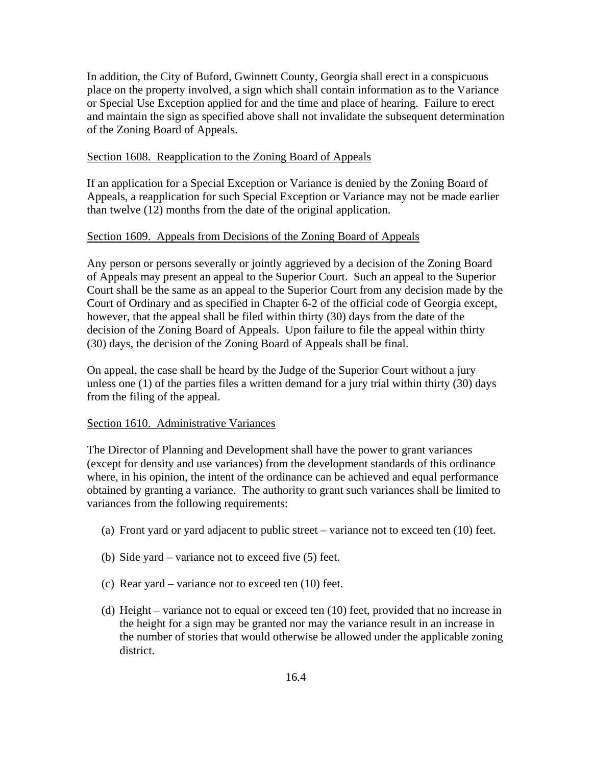In addition, the City of Buford, Gwinnett County, Georgia shall erect in a conspicuous place on the property involved, a sign which shall contain information as to the Variance or Special Use Exception applied for and the time and place of hearing. Failure to erect and maintain the sign as specified above shall not invalidate the subsequent determination of the Zoning Board of Appeals.

## Section 1608. Reapplication to the Zoning Board of Appeals

If an application for a Special Exception or Variance is denied by the Zoning Board of Appeals, a reapplication for such Special Exception or Variance may not be made earlier than twelve (12) months from the date of the original application.

## Section 1609. Appeals from Decisions of the Zoning Board of Appeals

Any person or persons severally or jointly aggrieved by a decision of the Zoning Board of Appeals may present an appeal to the Superior Court. Such an appeal to the Superior Court shall be the same as an appeal to the Superior Court from any decision made by the Court of Ordinary and as specified in Chapter 6-2 of the official code of Georgia except, however, that the appeal shall be filed within thirty (30) days from the date of the decision of the Zoning Board of Appeals. Upon failure to file the appeal within thirty (30) days, the decision of the Zoning Board of Appeals shall be final.

On appeal, the case shall be heard by the Judge of the Superior Court without a jury unless one (1) of the parties files a written demand for a jury trial within thirty (30) days from the filing of the appeal.

## Section 1610. Administrative Variances

The Director of Planning and Development shall have the power to grant variances (except for density and use variances) from the development standards of this ordinance where, in his opinion, the intent of the ordinance can be achieved and equal performance obtained by granting a variance. The authority to grant such variances shall be limited to variances from the following requirements:

(a) Front yard or yard adjacent to public street – variance not to exceed ten (10) feet.

(b) Side yard – variance not to exceed five (5) feet.

(c) Rear yard – variance not to exceed ten (10) feet.

(d) Height – variance not to equal or exceed ten (10) feet, provided that no increase in the height for a sign may be granted nor may the variance result in an increase in the number of stories that would otherwise be allowed under the applicable zoning district.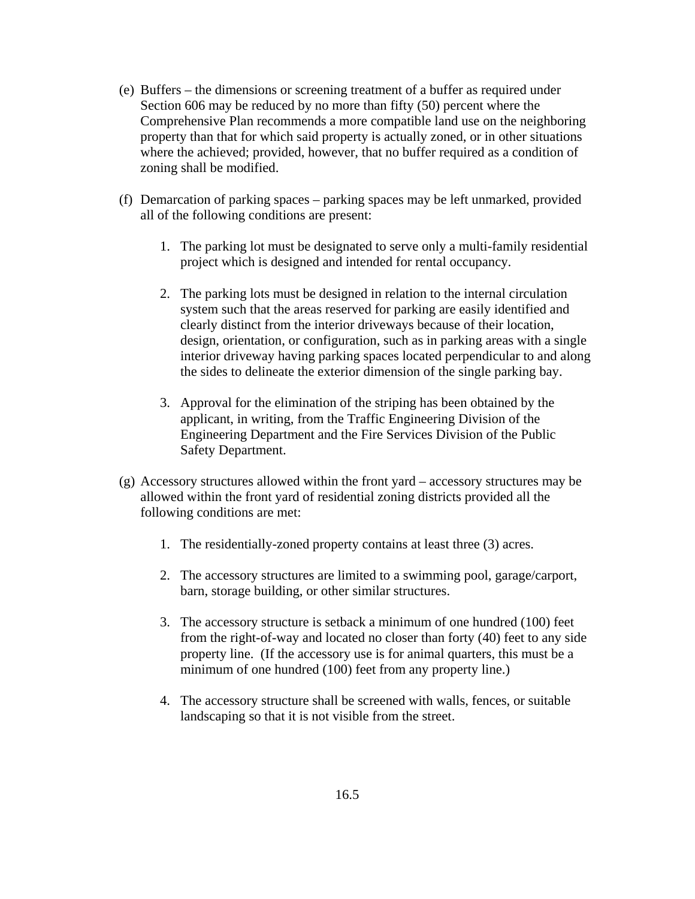(e) Buffers – the dimensions or screening treatment of a buffer as required under Section 606 may be reduced by no more than fifty (50) percent where the Comprehensive Plan recommends a more compatible land use on the neighboring property than that for which said property is actually zoned, or in other situations where the achieved; provided, however, that no buffer required as a condition of zoning shall be modified.

(f) Demarcation of parking spaces – parking spaces may be left unmarked, provided all of the following conditions are present:

1. The parking lot must be designated to serve only a multi-family residential project which is designed and intended for rental occupancy.

2. The parking lots must be designed in relation to the internal circulation system such that the areas reserved for parking are easily identified and clearly distinct from the interior driveways because of their location, design, orientation, or configuration, such as in parking areas with a single interior driveway having parking spaces located perpendicular to and along the sides to delineate the exterior dimension of the single parking bay.

3. Approval for the elimination of the striping has been obtained by the applicant, in writing, from the Traffic Engineering Division of the Engineering Department and the Fire Services Division of the Public Safety Department.

(g) Accessory structures allowed within the front yard – accessory structures may be allowed within the front yard of residential zoning districts provided all the following conditions are met:

1. The residentially-zoned property contains at least three (3) acres.

2. The accessory structures are limited to a swimming pool, garage/carport, barn, storage building, or other similar structures.

3. The accessory structure is setback a minimum of one hundred (100) feet from the right-of-way and located no closer than forty (40) feet to any side property line. (If the accessory use is for animal quarters, this must be a minimum of one hundred (100) feet from any property line.)

4. The accessory structure shall be screened with walls, fences, or suitable landscaping so that it is not visible from the street.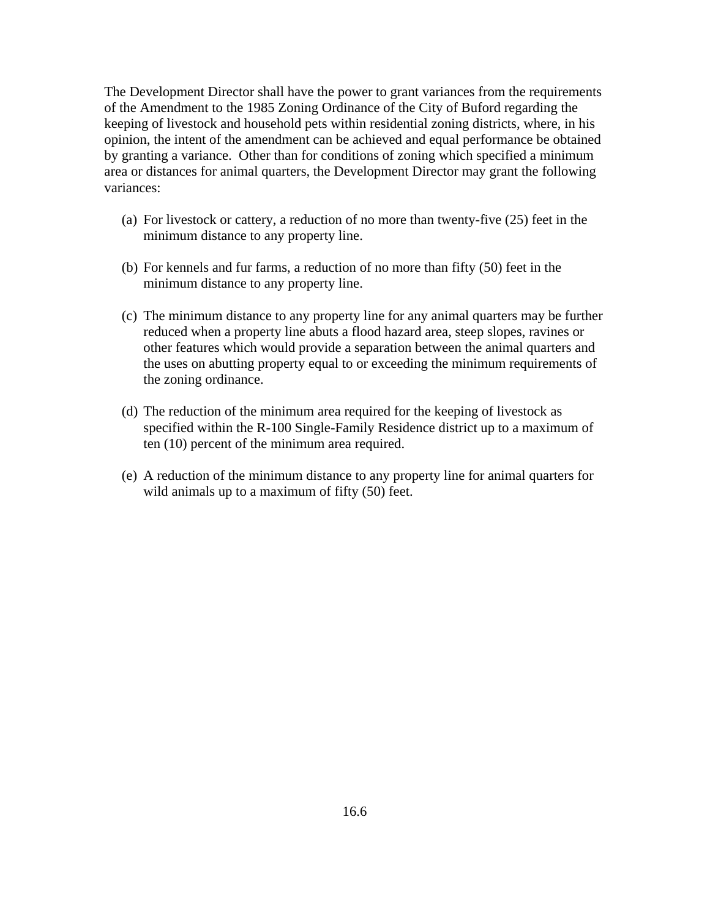The Development Director shall have the power to grant variances from the requirements of the Amendment to the 1985 Zoning Ordinance of the City of Buford regarding the keeping of livestock and household pets within residential zoning districts, where, in his opinion, the intent of the amendment can be achieved and equal performance be obtained by granting a variance. Other than for conditions of zoning which specified a minimum area or distances for animal quarters, the Development Director may grant the following variances:

(a) For livestock or cattery, a reduction of no more than twenty-five (25) feet in the minimum distance to any property line.

(b) For kennels and fur farms, a reduction of no more than fifty (50) feet in the minimum distance to any property line.

(c) The minimum distance to any property line for any animal quarters may be further reduced when a property line abuts a flood hazard area, steep slopes, ravines or other features which would provide a separation between the animal quarters and the uses on abutting property equal to or exceeding the minimum requirements of the zoning ordinance.

(d) The reduction of the minimum area required for the keeping of livestock as specified within the R-100 Single-Family Residence district up to a maximum of ten (10) percent of the minimum area required.

(e) A reduction of the minimum distance to any property line for animal quarters for wild animals up to a maximum of fifty (50) feet.